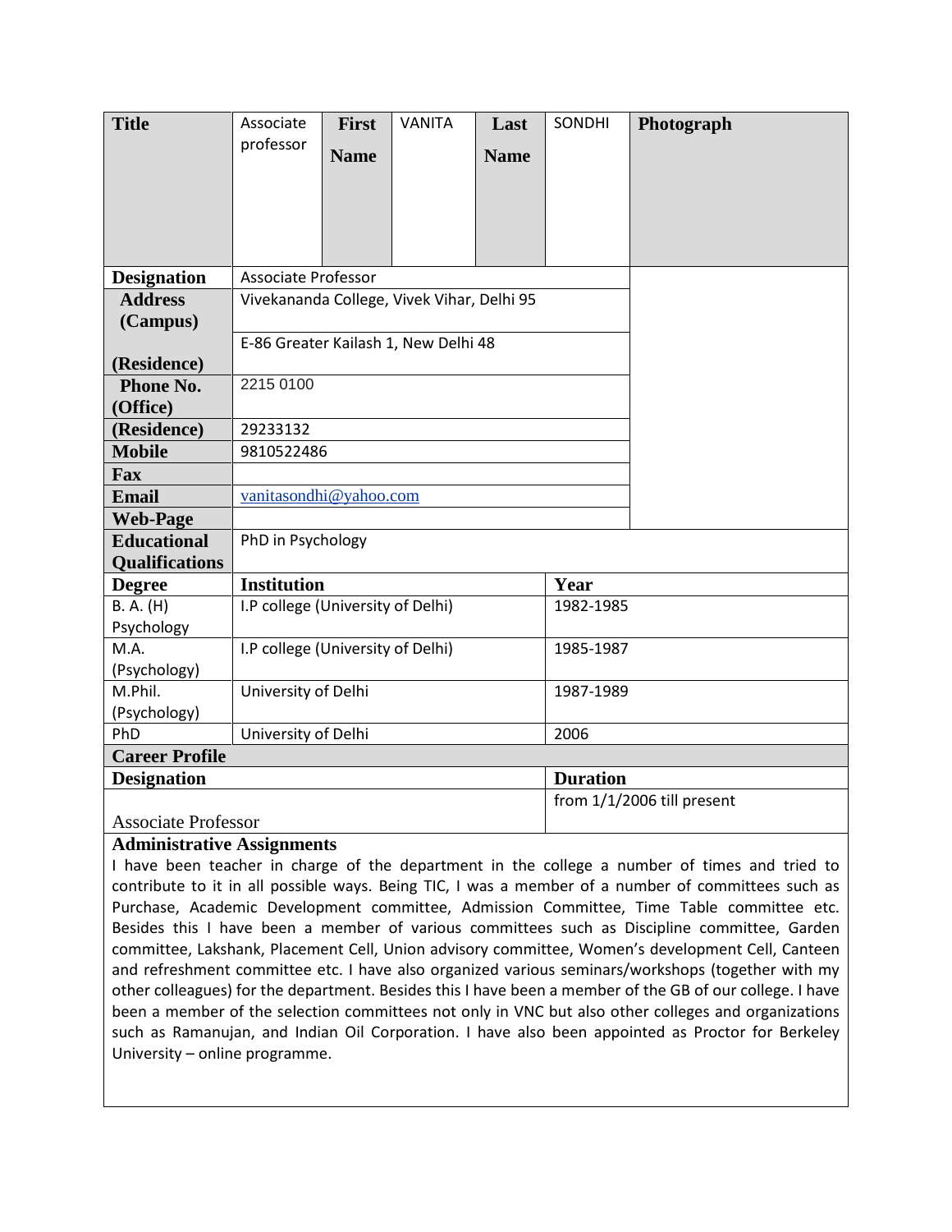| Title | Associate professor | First Name | VANITA | Last Name | SONDHI | Photograph |
|---|---|---|---|---|---|---|
| Designation | Associate Professor | | | | | |
| Address (Campus) | Vivekananda College, Vivek Vihar, Delhi 95 | | | | | |
| (Residence) | E-86 Greater Kailash 1, New Delhi 48 | | | | | |
| Phone No. (Office) | 2215 0100 | | | | | |
| (Residence) | 29233132 | | | | | |
| Mobile | 9810522486 | | | | | |
| Fax | | | | | | |
| Email | vanitasondhi@yahoo.com | | | | | |
| Web-Page | | | | | | |

| Educational Qualifications | PhD in Psychology | |
|---|---|---|
| **Degree** | **Institution** | **Year** |
| B. A. (H) Psychology | I.P college (University of Delhi) | 1982-1985 |
| M.A. (Psychology) | I.P college (University of Delhi) | 1985-1987 |
| M.Phil. (Psychology) | University of Delhi | 1987-1989 |
| PhD | University of Delhi | 2006 |

**Career Profile**

| Designation | Duration |
|---|---|
| Associate Professor | from 1/1/2006 till present |

**Administrative Assignments**

I have been teacher in charge of the department in the college a number of times and tried to contribute to it in all possible ways. Being TIC, I was a member of a number of committees such as Purchase, Academic Development committee, Admission Committee, Time Table committee etc. Besides this I have been a member of various committees such as Discipline committee, Garden committee, Lakshank, Placement Cell, Union advisory committee, Women's development Cell, Canteen and refreshment committee etc. I have also organized various seminars/workshops (together with my other colleagues) for the department. Besides this I have been a member of the GB of our college. I have been a member of the selection committees not only in VNC but also other colleges and organizations such as Ramanujan, and Indian Oil Corporation. I have also been appointed as Proctor for Berkeley University – online programme.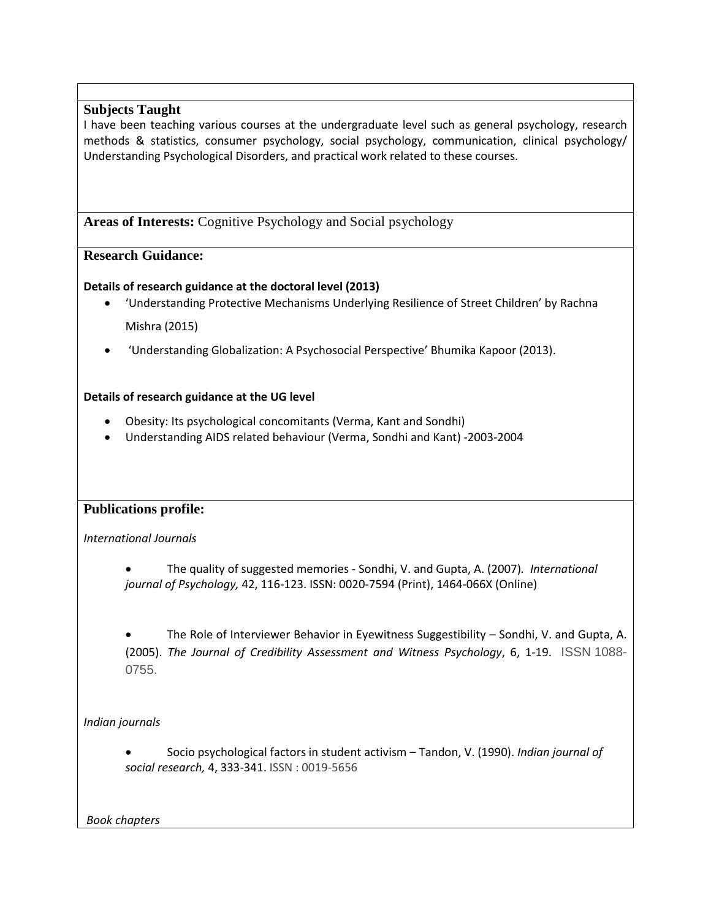## Subjects Taught

I have been teaching various courses at the undergraduate level such as general psychology, research methods & statistics, consumer psychology, social psychology, communication, clinical psychology/ Understanding Psychological Disorders, and practical work related to these courses.

**Areas of Interests:** Cognitive Psychology and Social psychology

## Research Guidance:

**Details of research guidance at the doctoral level (2013)**

- 'Understanding Protective Mechanisms Underlying Resilience of Street Children' by Rachna Mishra (2015)
- 'Understanding Globalization: A Psychosocial Perspective' Bhumika Kapoor (2013).

**Details of research guidance at the UG level**

- Obesity: Its psychological concomitants (Verma, Kant and Sondhi)
- Understanding AIDS related behaviour (Verma, Sondhi and Kant) -2003-2004

## Publications profile:

*International Journals*

- The quality of suggested memories - Sondhi, V. and Gupta, A. (2007). *International journal of Psychology,* 42, 116-123. ISSN: 0020-7594 (Print), 1464-066X (Online)
- The Role of Interviewer Behavior in Eyewitness Suggestibility – Sondhi, V. and Gupta, A. (2005). *The Journal of Credibility Assessment and Witness Psychology*, 6, 1-19. ISSN 1088-0755.

*Indian journals*

- Socio psychological factors in student activism – Tandon, V. (1990). *Indian journal of social research,* 4, 333-341. ISSN : 0019-5656

*Book chapters*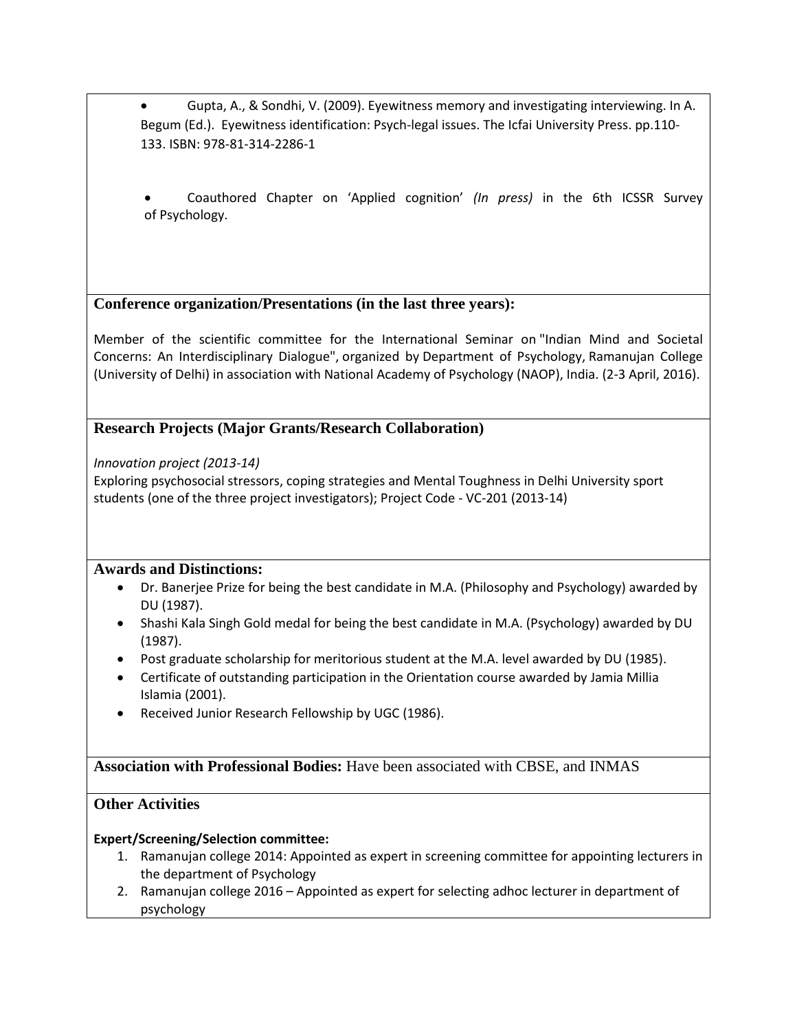- Gupta, A., & Sondhi, V. (2009). Eyewitness memory and investigating interviewing. In A. Begum (Ed.). Eyewitness identification: Psych-legal issues. The Icfai University Press. pp.110-133. ISBN: 978-81-314-2286-1

- Coauthored Chapter on 'Applied cognition' *(In press)* in the 6th ICSSR Survey of Psychology.

## Conference organization/Presentations (in the last three years):

Member of the scientific committee for the International Seminar on "Indian Mind and Societal Concerns: An Interdisciplinary Dialogue", organized by Department of Psychology, Ramanujan College (University of Delhi) in association with National Academy of Psychology (NAOP), India. (2-3 April, 2016).

## Research Projects (Major Grants/Research Collaboration)

*Innovation project (2013-14)*
Exploring psychosocial stressors, coping strategies and Mental Toughness in Delhi University sport students (one of the three project investigators); Project Code - VC-201 (2013-14)

## Awards and Distinctions:

- Dr. Banerjee Prize for being the best candidate in M.A. (Philosophy and Psychology) awarded by DU (1987).
- Shashi Kala Singh Gold medal for being the best candidate in M.A. (Psychology) awarded by DU (1987).
- Post graduate scholarship for meritorious student at the M.A. level awarded by DU (1985).
- Certificate of outstanding participation in the Orientation course awarded by Jamia Millia Islamia (2001).
- Received Junior Research Fellowship by UGC (1986).

**Association with Professional Bodies:** Have been associated with CBSE, and INMAS

## Other Activities

**Expert/Screening/Selection committee:**

1. Ramanujan college 2014: Appointed as expert in screening committee for appointing lecturers in the department of Psychology
2. Ramanujan college 2016 – Appointed as expert for selecting adhoc lecturer in department of psychology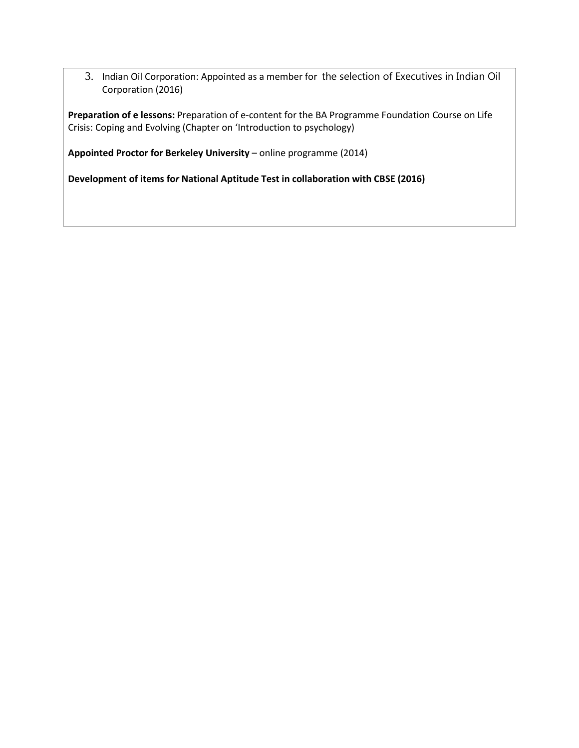3. Indian Oil Corporation: Appointed as a member for the selection of Executives in Indian Oil Corporation (2016)

**Preparation of e lessons:** Preparation of e-content for the BA Programme Foundation Course on Life Crisis: Coping and Evolving (Chapter on 'Introduction to psychology)

**Appointed Proctor for Berkeley University** – online programme (2014)

**Development of items fo*r* National Aptitude Test in collaboration with CBSE (2016)**